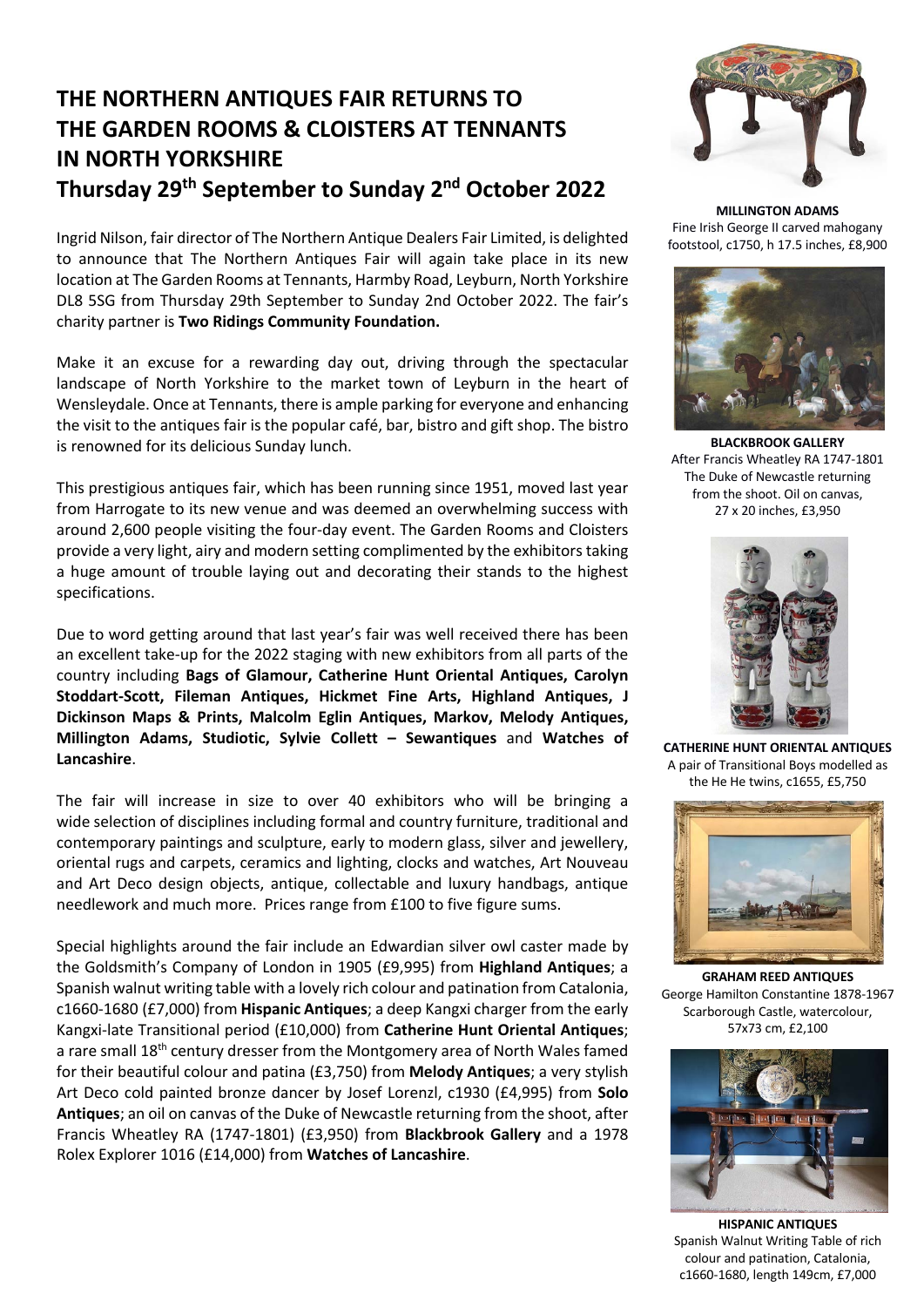# THE NORTHERN ANTIQUES FAIR RETURNS TO THE GARDEN ROOMS & CLOISTERS AT TENNANTS IN NORTH YORKSHIRE

## Thursday 29th September to Sunday 2nd October 2022

Ingrid Nilson, fair director of The Northern Antique Dealers Fair Limited, is delighted to announce that The Northern Antiques Fair will again take place in its new location at The Garden Rooms at Tennants, Harmby Road, Leyburn, North Yorkshire DL8 5SG from Thursday 29th September to Sunday 2nd October 2022. The fair's charity partner is **Two Ridings Community Foundation.**

Make it an excuse for a rewarding day out, driving through the spectacular landscape of North Yorkshire to the market town of Leyburn in the heart of Wensleydale. Once at Tennants, there is ample parking for everyone and enhancing the visit to the antiques fair is the popular café, bar, bistro and gift shop. The bistro is renowned for its delicious Sunday lunch.

This prestigious antiques fair, which has been running since 1951, moved last year from Harrogate to its new venue and was deemed an overwhelming success with around 2,600 people visiting the four-day event. The Garden Rooms and Cloisters provide a very light, airy and modern setting complimented by the exhibitors taking a huge amount of trouble laying out and decorating their stands to the highest specifications.

Due to word getting around that last year's fair was well received there has been an excellent take-up for the 2022 staging with new exhibitors from all parts of the country including **Bags of Glamour, Catherine Hunt Oriental Antiques, Carolyn Stoddart-Scott, Fileman Antiques, Hickmet Fine Arts, Highland Antiques, J Dickinson Maps & Prints, Malcolm Eglin Antiques, Markov, Melody Antiques, Millington Adams, Studiotic, Sylvie Collett – Sewantiques** and **Watches of Lancashire**.

The fair will increase in size to over 40 exhibitors who will be bringing a wide selection of disciplines including formal and country furniture, traditional and contemporary paintings and sculpture, early to modern glass, silver and jewellery, oriental rugs and carpets, ceramics and lighting, clocks and watches, Art Nouveau and Art Deco design objects, antique, collectable and luxury handbags, antique needlework and much more. Prices range from £100 to five figure sums.

Special highlights around the fair include an Edwardian silver owl caster made by the Goldsmith's Company of London in 1905 (£9,995) from **Highland Antiques**; a Spanish walnut writing table with a lovely rich colour and patination from Catalonia, c1660-1680 (£7,000) from **Hispanic Antiques**; a deep Kangxi charger from the early Kangxi-late Transitional period (£10,000) from **Catherine Hunt Oriental Antiques**; a rare small 18th century dresser from the Montgomery area of North Wales famed for their beautiful colour and patina (£3,750) from **Melody Antiques**; a very stylish Art Deco cold painted bronze dancer by Josef Lorenzl, c1930 (£4,995) from **Solo Antiques**; an oil on canvas of the Duke of Newcastle returning from the shoot, after Francis Wheatley RA (1747-1801) (£3,950) from **Blackbrook Gallery** and a 1978 Rolex Explorer 1016 (£14,000) from **Watches of Lancashire**.

**MILLINGTON ADAMS**
Fine Irish George II carved mahogany footstool, c1750, h 17.5 inches, £8,900

**BLACKBROOK GALLERY**
After Francis Wheatley RA 1747-1801
The Duke of Newcastle returning from the shoot. Oil on canvas, 27 x 20 inches, £3,950

**CATHERINE HUNT ORIENTAL ANTIQUES**
A pair of Transitional Boys modelled as the He He twins, c1655, £5,750

**GRAHAM REED ANTIQUES**
George Hamilton Constantine 1878-1967
Scarborough Castle, watercolour, 57x73 cm, £2,100

**HISPANIC ANTIQUES**
Spanish Walnut Writing Table of rich colour and patination, Catalonia, c1660-1680, length 149cm, £7,000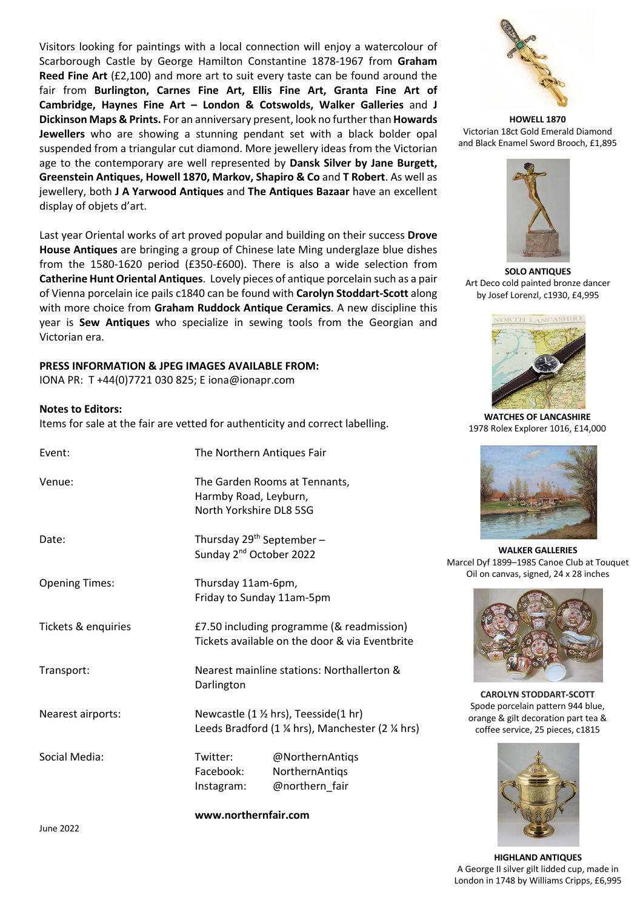Visitors looking for paintings with a local connection will enjoy a watercolour of Scarborough Castle by George Hamilton Constantine 1878-1967 from **Graham Reed Fine Art** (£2,100) and more art to suit every taste can be found around the fair from **Burlington, Carnes Fine Art, Ellis Fine Art, Granta Fine Art of Cambridge, Haynes Fine Art – London & Cotswolds, Walker Galleries** and **J Dickinson Maps & Prints.** For an anniversary present, look no further than **Howards Jewellers** who are showing a stunning pendant set with a black bolder opal suspended from a triangular cut diamond. More jewellery ideas from the Victorian age to the contemporary are well represented by **Dansk Silver by Jane Burgett, Greenstein Antiques, Howell 1870, Markov, Shapiro & Co** and **T Robert**. As well as jewellery, both **J A Yarwood Antiques** and **The Antiques Bazaar** have an excellent display of objets d'art.

Last year Oriental works of art proved popular and building on their success **Drove House Antiques** are bringing a group of Chinese late Ming underglaze blue dishes from the 1580-1620 period (£350-£600). There is also a wide selection from **Catherine Hunt Oriental Antiques**. Lovely pieces of antique porcelain such as a pair of Vienna porcelain ice pails c1840 can be found with **Carolyn Stoddart-Scott** along with more choice from **Graham Ruddock Antique Ceramics**. A new discipline this year is **Sew Antiques** who specialize in sewing tools from the Georgian and Victorian era.

**PRESS INFORMATION & JPEG IMAGES AVAILABLE FROM:**
IONA PR: T +44(0)7721 030 825; E iona@ionapr.com

**Notes to Editors:**
Items for sale at the fair are vetted for authenticity and correct labelling.

| | |
|---|---|
| Event: | The Northern Antiques Fair |
| Venue: | The Garden Rooms at Tennants, Harmby Road, Leyburn, North Yorkshire DL8 5SG |
| Date: | Thursday 29th September – Sunday 2nd October 2022 |
| Opening Times: | Thursday 11am-6pm, Friday to Sunday 11am-5pm |
| Tickets & enquiries | £7.50 including programme (& readmission) Tickets available on the door & via Eventbrite |
| Transport: | Nearest mainline stations: Northallerton & Darlington |
| Nearest airports: | Newcastle (1 ½ hrs), Teesside(1 hr) Leeds Bradford (1 ¼ hrs), Manchester (2 ¼ hrs) |
| Social Media: | Twitter: @NorthernAntiqs<br>Facebook: NorthernAntiqs<br>Instagram: @northern_fair |

**www.northernfair.com**

June 2022

**HOWELL 1870**
Victorian 18ct Gold Emerald Diamond and Black Enamel Sword Brooch, £1,895

**SOLO ANTIQUES**
Art Deco cold painted bronze dancer by Josef Lorenzl, c1930, £4,995

**WATCHES OF LANCASHIRE**
1978 Rolex Explorer 1016, £14,000

**WALKER GALLERIES**
Marcel Dyf 1899–1985 Canoe Club at Touquet Oil on canvas, signed, 24 x 28 inches

**CAROLYN STODDART-SCOTT**
Spode porcelain pattern 944 blue, orange & gilt decoration part tea & coffee service, 25 pieces, c1815

**HIGHLAND ANTIQUES**
A George II silver gilt lidded cup, made in London in 1748 by Williams Cripps, £6,995